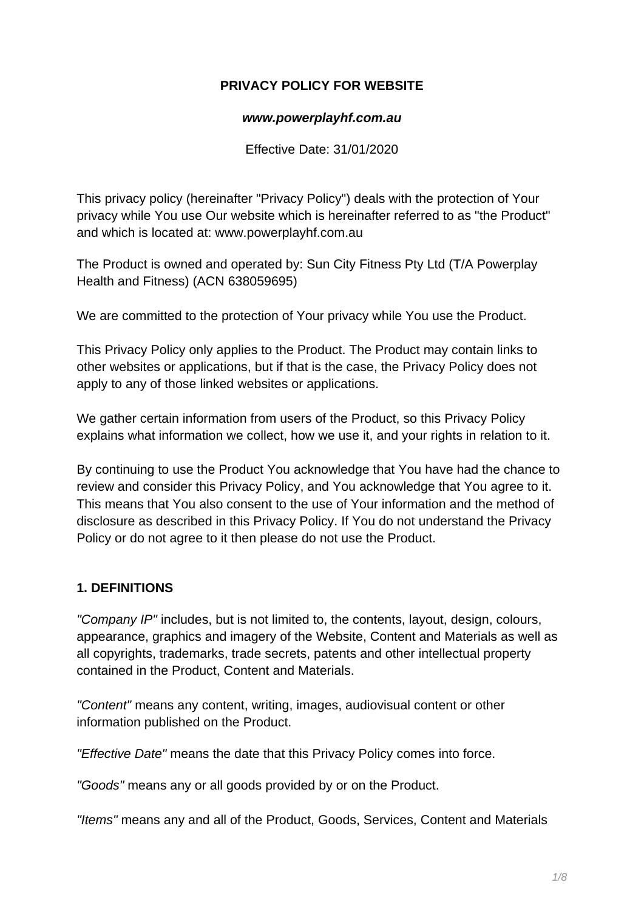**PRIVACY POLICY FOR WEBSITE**

***www.powerplayhf.com.au***

Effective Date: 31/01/2020

This privacy policy (hereinafter "Privacy Policy") deals with the protection of Your privacy while You use Our website which is hereinafter referred to as "the Product" and which is located at: www.powerplayhf.com.au

The Product is owned and operated by: Sun City Fitness Pty Ltd (T/A Powerplay Health and Fitness) (ACN 638059695)

We are committed to the protection of Your privacy while You use the Product.

This Privacy Policy only applies to the Product. The Product may contain links to other websites or applications, but if that is the case, the Privacy Policy does not apply to any of those linked websites or applications.

We gather certain information from users of the Product, so this Privacy Policy explains what information we collect, how we use it, and your rights in relation to it.

By continuing to use the Product You acknowledge that You have had the chance to review and consider this Privacy Policy, and You acknowledge that You agree to it. This means that You also consent to the use of Your information and the method of disclosure as described in this Privacy Policy. If You do not understand the Privacy Policy or do not agree to it then please do not use the Product.

## 1. DEFINITIONS

*"Company IP"* includes, but is not limited to, the contents, layout, design, colours, appearance, graphics and imagery of the Website, Content and Materials as well as all copyrights, trademarks, trade secrets, patents and other intellectual property contained in the Product, Content and Materials.

*"Content"* means any content, writing, images, audiovisual content or other information published on the Product.

*"Effective Date"* means the date that this Privacy Policy comes into force.

*"Goods"* means any or all goods provided by or on the Product.

*"Items"* means any and all of the Product, Goods, Services, Content and Materials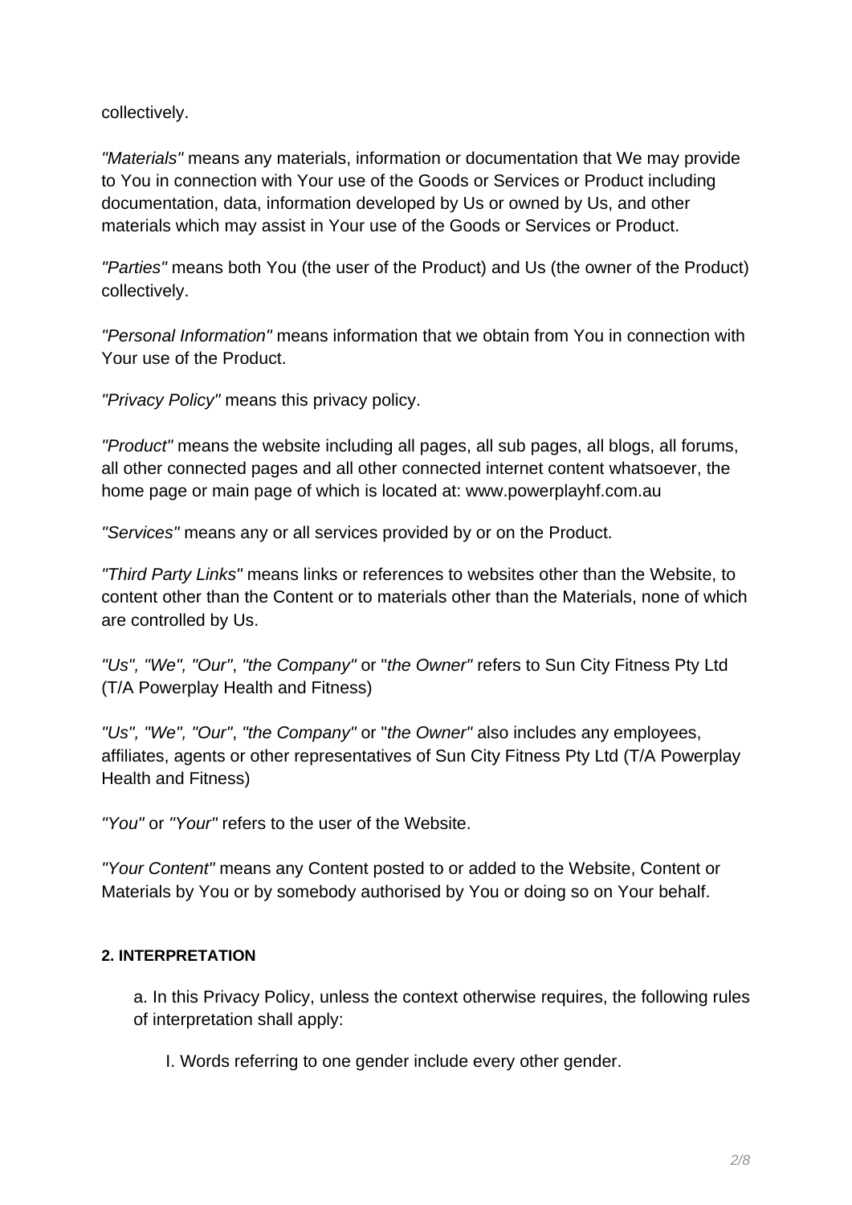collectively.

*"Materials"* means any materials, information or documentation that We may provide to You in connection with Your use of the Goods or Services or Product including documentation, data, information developed by Us or owned by Us, and other materials which may assist in Your use of the Goods or Services or Product.

*"Parties"* means both You (the user of the Product) and Us (the owner of the Product) collectively.

*"Personal Information"* means information that we obtain from You in connection with Your use of the Product.

*"Privacy Policy"* means this privacy policy.

*"Product"* means the website including all pages, all sub pages, all blogs, all forums, all other connected pages and all other connected internet content whatsoever, the home page or main page of which is located at: www.powerplayhf.com.au

*"Services"* means any or all services provided by or on the Product.

*"Third Party Links"* means links or references to websites other than the Website, to content other than the Content or to materials other than the Materials, none of which are controlled by Us.

*"Us", "We", "Our"*, *"the Company"* or "*the Owner"* refers to Sun City Fitness Pty Ltd (T/A Powerplay Health and Fitness)

*"Us", "We", "Our"*, *"the Company"* or "*the Owner"* also includes any employees, affiliates, agents or other representatives of Sun City Fitness Pty Ltd (T/A Powerplay Health and Fitness)

*"You"* or *"Your"* refers to the user of the Website.

*"Your Content"* means any Content posted to or added to the Website, Content or Materials by You or by somebody authorised by You or doing so on Your behalf.

#### 2. INTERPRETATION

a. In this Privacy Policy, unless the context otherwise requires, the following rules of interpretation shall apply:

I. Words referring to one gender include every other gender.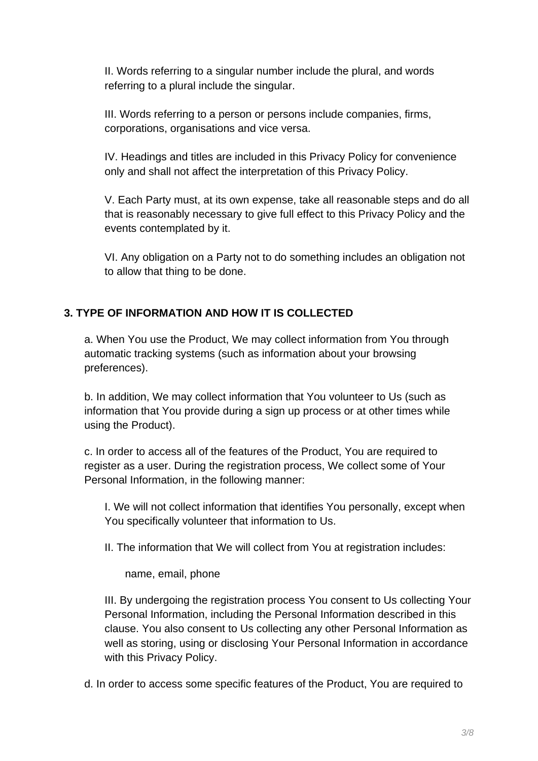II. Words referring to a singular number include the plural, and words referring to a plural include the singular.

III. Words referring to a person or persons include companies, firms, corporations, organisations and vice versa.

IV. Headings and titles are included in this Privacy Policy for convenience only and shall not affect the interpretation of this Privacy Policy.

V. Each Party must, at its own expense, take all reasonable steps and do all that is reasonably necessary to give full effect to this Privacy Policy and the events contemplated by it.

VI. Any obligation on a Party not to do something includes an obligation not to allow that thing to be done.

## 3. TYPE OF INFORMATION AND HOW IT IS COLLECTED

a. When You use the Product, We may collect information from You through automatic tracking systems (such as information about your browsing preferences).

b. In addition, We may collect information that You volunteer to Us (such as information that You provide during a sign up process or at other times while using the Product).

c. In order to access all of the features of the Product, You are required to register as a user. During the registration process, We collect some of Your Personal Information, in the following manner:

I. We will not collect information that identifies You personally, except when You specifically volunteer that information to Us.

II. The information that We will collect from You at registration includes:

name, email, phone

III. By undergoing the registration process You consent to Us collecting Your Personal Information, including the Personal Information described in this clause. You also consent to Us collecting any other Personal Information as well as storing, using or disclosing Your Personal Information in accordance with this Privacy Policy.

d. In order to access some specific features of the Product, You are required to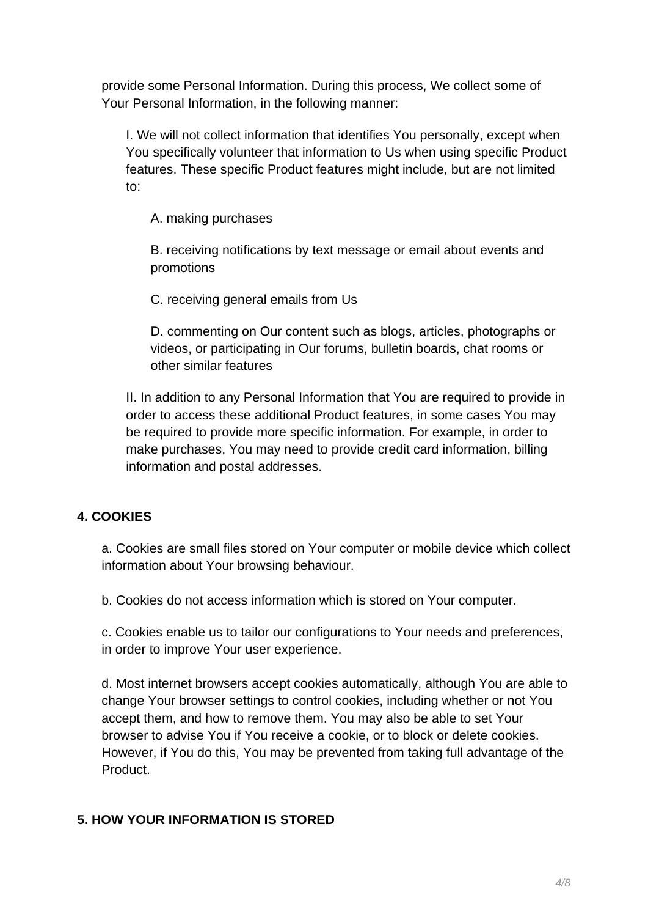provide some Personal Information. During this process, We collect some of Your Personal Information, in the following manner:

I. We will not collect information that identifies You personally, except when You specifically volunteer that information to Us when using specific Product features. These specific Product features might include, but are not limited to:

A. making purchases

B. receiving notifications by text message or email about events and promotions

C. receiving general emails from Us

D. commenting on Our content such as blogs, articles, photographs or videos, or participating in Our forums, bulletin boards, chat rooms or other similar features

II. In addition to any Personal Information that You are required to provide in order to access these additional Product features, in some cases You may be required to provide more specific information. For example, in order to make purchases, You may need to provide credit card information, billing information and postal addresses.

## 4. COOKIES

a. Cookies are small files stored on Your computer or mobile device which collect information about Your browsing behaviour.

b. Cookies do not access information which is stored on Your computer.

c. Cookies enable us to tailor our configurations to Your needs and preferences, in order to improve Your user experience.

d. Most internet browsers accept cookies automatically, although You are able to change Your browser settings to control cookies, including whether or not You accept them, and how to remove them. You may also be able to set Your browser to advise You if You receive a cookie, or to block or delete cookies. However, if You do this, You may be prevented from taking full advantage of the Product.

## 5. HOW YOUR INFORMATION IS STORED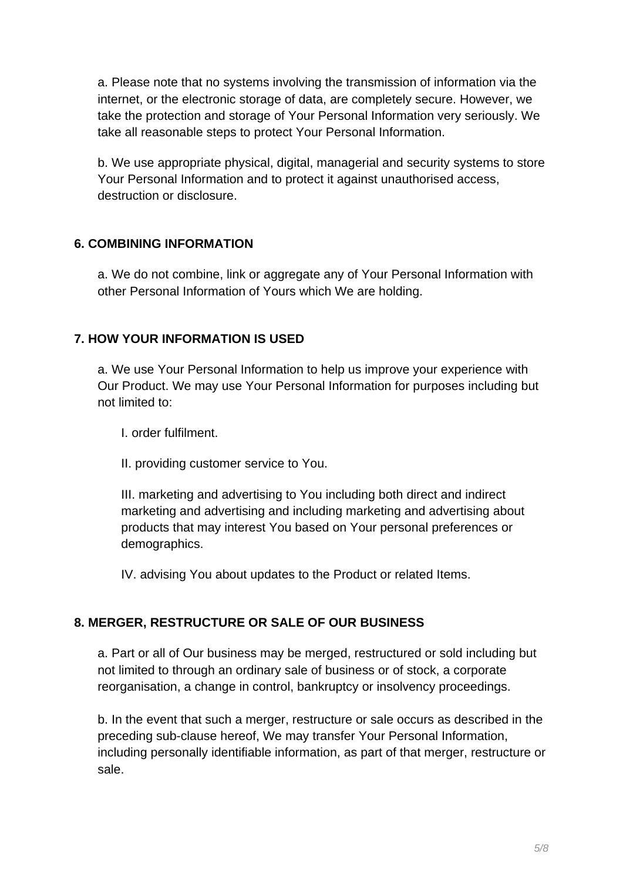a. Please note that no systems involving the transmission of information via the internet, or the electronic storage of data, are completely secure. However, we take the protection and storage of Your Personal Information very seriously. We take all reasonable steps to protect Your Personal Information.

b. We use appropriate physical, digital, managerial and security systems to store Your Personal Information and to protect it against unauthorised access, destruction or disclosure.

**6. COMBINING INFORMATION**

a. We do not combine, link or aggregate any of Your Personal Information with other Personal Information of Yours which We are holding.

**7. HOW YOUR INFORMATION IS USED**

a. We use Your Personal Information to help us improve your experience with Our Product. We may use Your Personal Information for purposes including but not limited to:

I. order fulfilment.

II. providing customer service to You.

III. marketing and advertising to You including both direct and indirect marketing and advertising and including marketing and advertising about products that may interest You based on Your personal preferences or demographics.

IV. advising You about updates to the Product or related Items.

**8. MERGER, RESTRUCTURE OR SALE OF OUR BUSINESS**

a. Part or all of Our business may be merged, restructured or sold including but not limited to through an ordinary sale of business or of stock, a corporate reorganisation, a change in control, bankruptcy or insolvency proceedings.

b. In the event that such a merger, restructure or sale occurs as described in the preceding sub-clause hereof, We may transfer Your Personal Information, including personally identifiable information, as part of that merger, restructure or sale.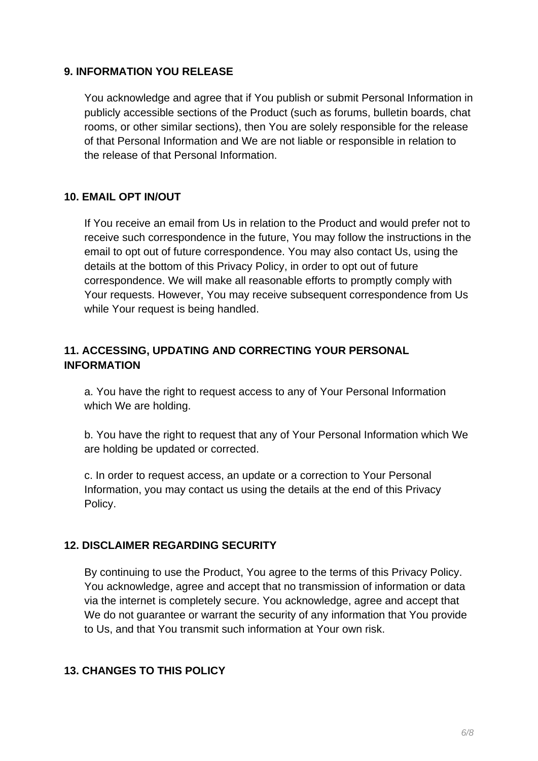## 9. INFORMATION YOU RELEASE

You acknowledge and agree that if You publish or submit Personal Information in publicly accessible sections of the Product (such as forums, bulletin boards, chat rooms, or other similar sections), then You are solely responsible for the release of that Personal Information and We are not liable or responsible in relation to the release of that Personal Information.

## 10. EMAIL OPT IN/OUT

If You receive an email from Us in relation to the Product and would prefer not to receive such correspondence in the future, You may follow the instructions in the email to opt out of future correspondence. You may also contact Us, using the details at the bottom of this Privacy Policy, in order to opt out of future correspondence. We will make all reasonable efforts to promptly comply with Your requests. However, You may receive subsequent correspondence from Us while Your request is being handled.

## 11. ACCESSING, UPDATING AND CORRECTING YOUR PERSONAL INFORMATION

a. You have the right to request access to any of Your Personal Information which We are holding.

b. You have the right to request that any of Your Personal Information which We are holding be updated or corrected.

c. In order to request access, an update or a correction to Your Personal Information, you may contact us using the details at the end of this Privacy Policy.

## 12. DISCLAIMER REGARDING SECURITY

By continuing to use the Product, You agree to the terms of this Privacy Policy. You acknowledge, agree and accept that no transmission of information or data via the internet is completely secure. You acknowledge, agree and accept that We do not guarantee or warrant the security of any information that You provide to Us, and that You transmit such information at Your own risk.

## 13. CHANGES TO THIS POLICY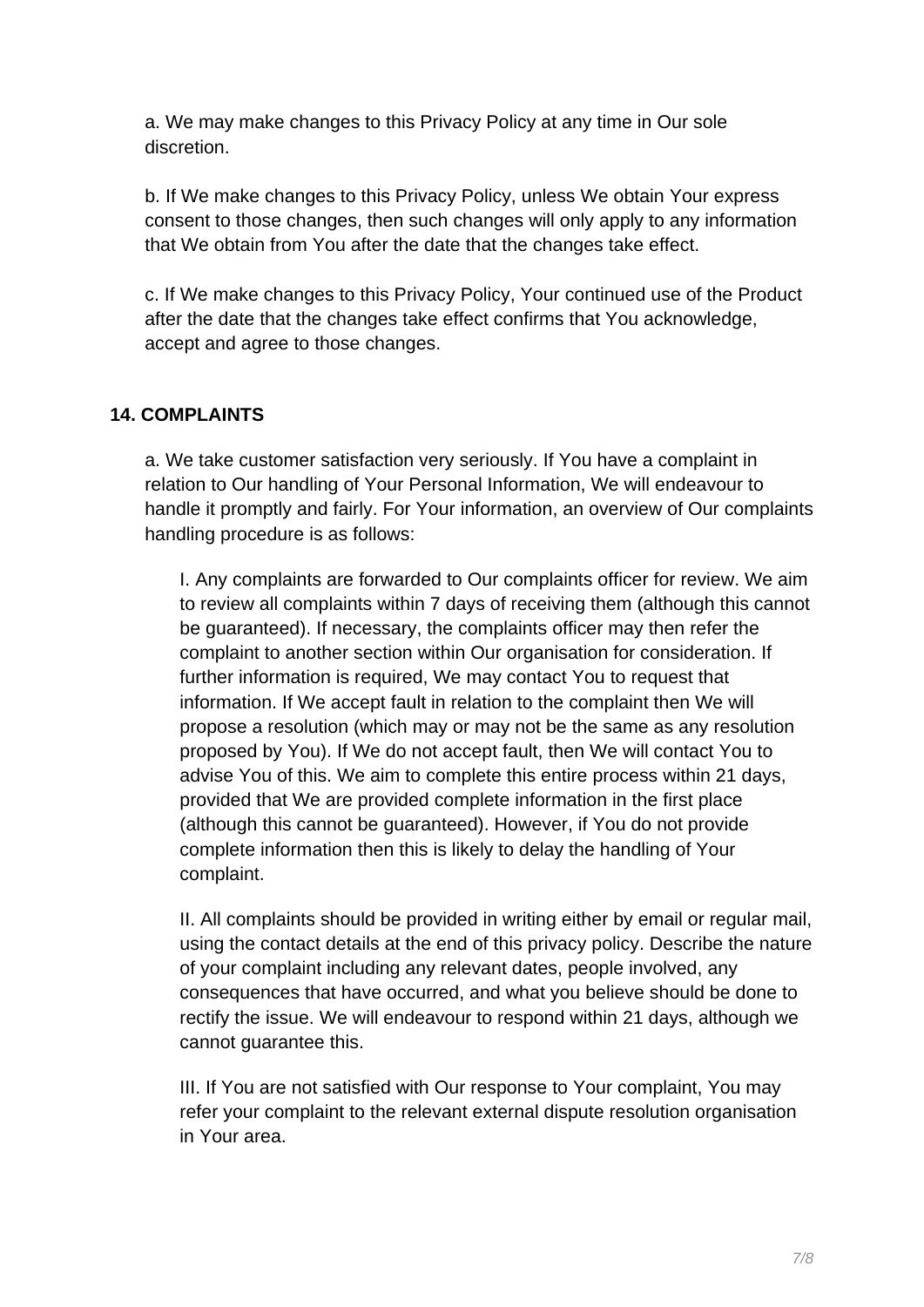a. We may make changes to this Privacy Policy at any time in Our sole discretion.

b. If We make changes to this Privacy Policy, unless We obtain Your express consent to those changes, then such changes will only apply to any information that We obtain from You after the date that the changes take effect.

c. If We make changes to this Privacy Policy, Your continued use of the Product after the date that the changes take effect confirms that You acknowledge, accept and agree to those changes.

**14. COMPLAINTS**

a. We take customer satisfaction very seriously. If You have a complaint in relation to Our handling of Your Personal Information, We will endeavour to handle it promptly and fairly. For Your information, an overview of Our complaints handling procedure is as follows:

I. Any complaints are forwarded to Our complaints officer for review. We aim to review all complaints within 7 days of receiving them (although this cannot be guaranteed). If necessary, the complaints officer may then refer the complaint to another section within Our organisation for consideration. If further information is required, We may contact You to request that information. If We accept fault in relation to the complaint then We will propose a resolution (which may or may not be the same as any resolution proposed by You). If We do not accept fault, then We will contact You to advise You of this. We aim to complete this entire process within 21 days, provided that We are provided complete information in the first place (although this cannot be guaranteed). However, if You do not provide complete information then this is likely to delay the handling of Your complaint.

II. All complaints should be provided in writing either by email or regular mail, using the contact details at the end of this privacy policy. Describe the nature of your complaint including any relevant dates, people involved, any consequences that have occurred, and what you believe should be done to rectify the issue. We will endeavour to respond within 21 days, although we cannot guarantee this.

III. If You are not satisfied with Our response to Your complaint, You may refer your complaint to the relevant external dispute resolution organisation in Your area.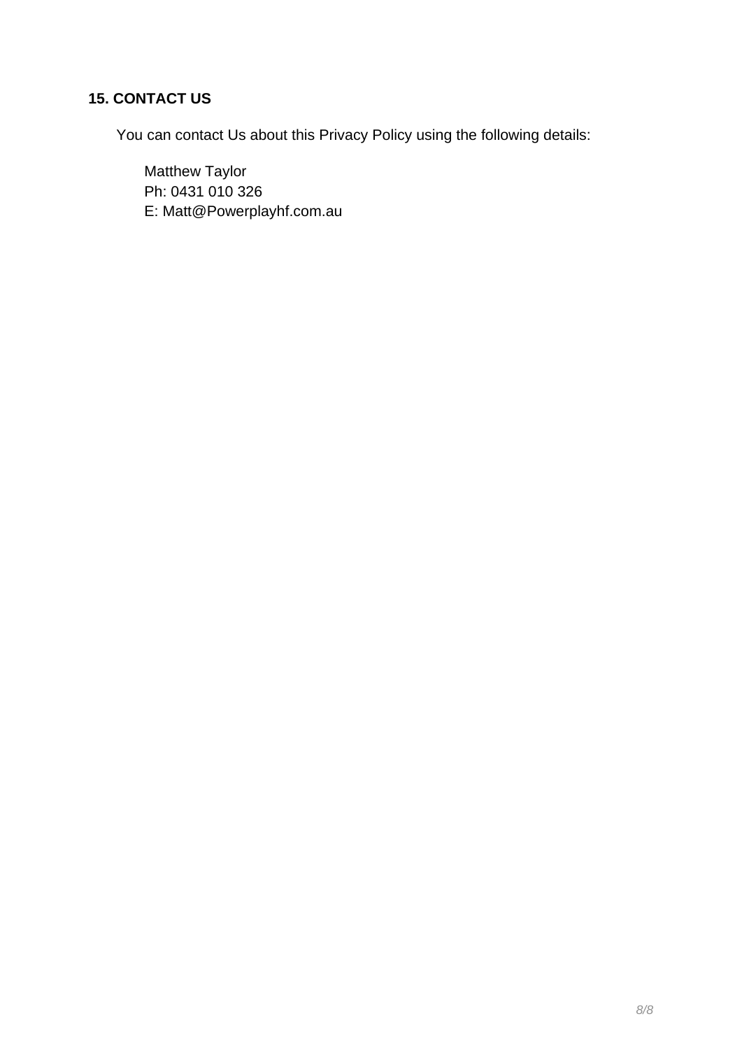## 15. CONTACT US

You can contact Us about this Privacy Policy using the following details:

Matthew Taylor  
Ph: 0431 010 326  
E: Matt@Powerplayhf.com.au